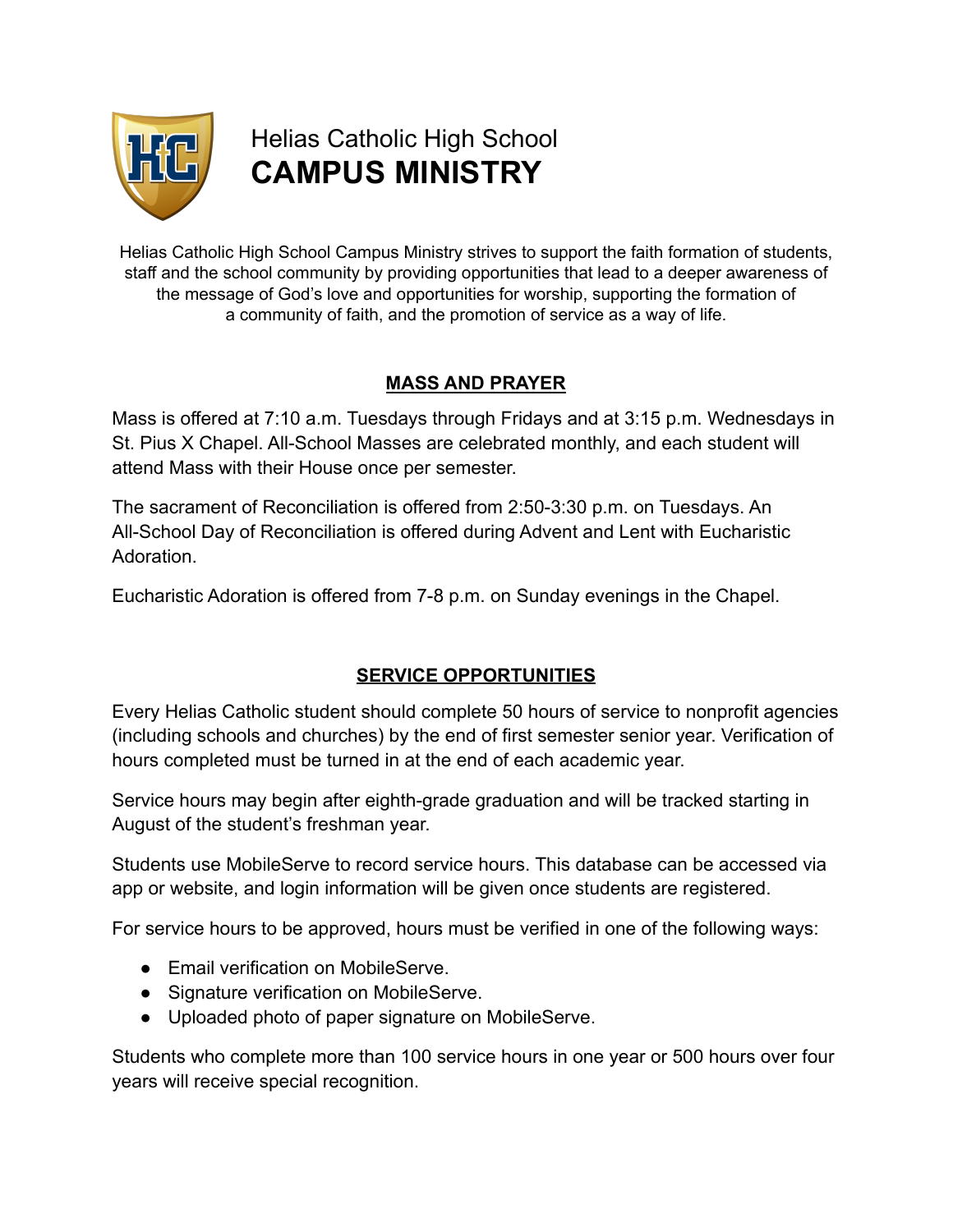# Helias Catholic High School
# **CAMPUS MINISTRY**

Helias Catholic High School Campus Ministry strives to support the faith formation of students, staff and the school community by providing opportunities that lead to a deeper awareness of the message of God's love and opportunities for worship, supporting the formation of a community of faith, and the promotion of service as a way of life.

## MASS AND PRAYER

Mass is offered at 7:10 a.m. Tuesdays through Fridays and at 3:15 p.m. Wednesdays in St. Pius X Chapel. All-School Masses are celebrated monthly, and each student will attend Mass with their House once per semester.

The sacrament of Reconciliation is offered from 2:50-3:30 p.m. on Tuesdays. An All-School Day of Reconciliation is offered during Advent and Lent with Eucharistic Adoration.

Eucharistic Adoration is offered from 7-8 p.m. on Sunday evenings in the Chapel.

## SERVICE OPPORTUNITIES

Every Helias Catholic student should complete 50 hours of service to nonprofit agencies (including schools and churches) by the end of first semester senior year. Verification of hours completed must be turned in at the end of each academic year.

Service hours may begin after eighth-grade graduation and will be tracked starting in August of the student's freshman year.

Students use MobileServe to record service hours. This database can be accessed via app or website, and login information will be given once students are registered.

For service hours to be approved, hours must be verified in one of the following ways:

- Email verification on MobileServe.
- Signature verification on MobileServe.
- Uploaded photo of paper signature on MobileServe.

Students who complete more than 100 service hours in one year or 500 hours over four years will receive special recognition.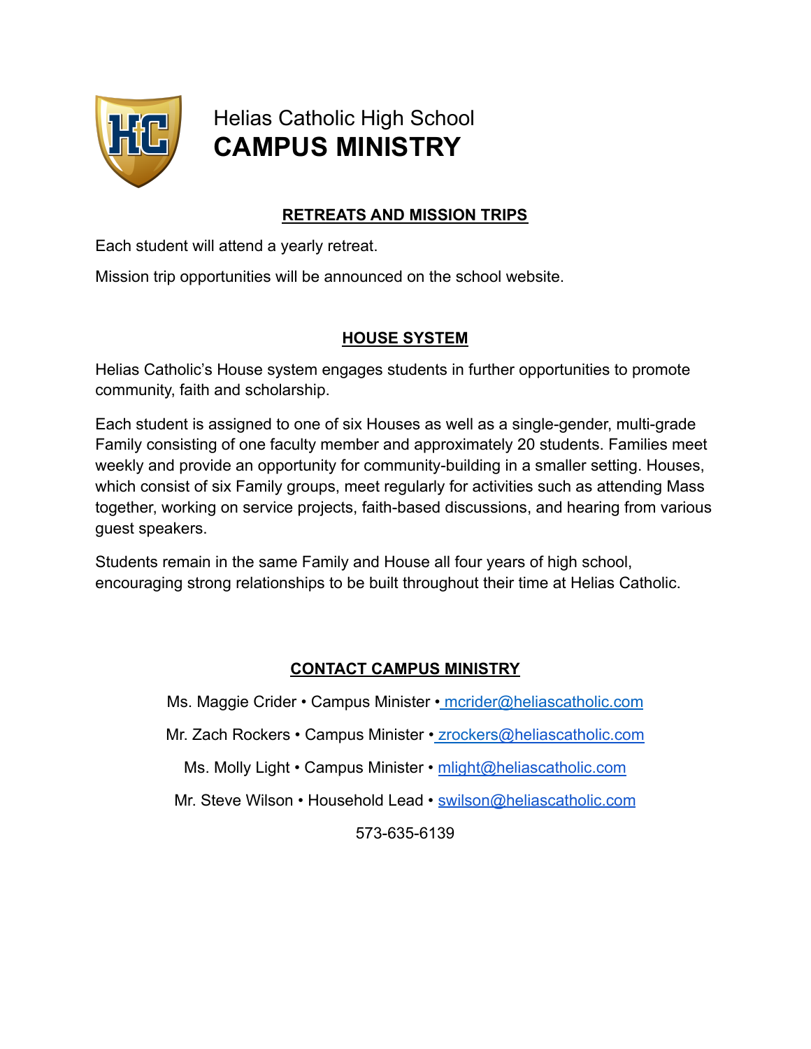# Helias Catholic High School
# CAMPUS MINISTRY

## RETREATS AND MISSION TRIPS

Each student will attend a yearly retreat.

Mission trip opportunities will be announced on the school website.

## HOUSE SYSTEM

Helias Catholic's House system engages students in further opportunities to promote community, faith and scholarship.

Each student is assigned to one of six Houses as well as a single-gender, multi-grade Family consisting of one faculty member and approximately 20 students. Families meet weekly and provide an opportunity for community-building in a smaller setting. Houses, which consist of six Family groups, meet regularly for activities such as attending Mass together, working on service projects, faith-based discussions, and hearing from various guest speakers.

Students remain in the same Family and House all four years of high school, encouraging strong relationships to be built throughout their time at Helias Catholic.

## CONTACT CAMPUS MINISTRY

Ms. Maggie Crider • Campus Minister • mcrider@heliascatholic.com

Mr. Zach Rockers • Campus Minister • zrockers@heliascatholic.com

Ms. Molly Light • Campus Minister • mlight@heliascatholic.com

Mr. Steve Wilson • Household Lead • swilson@heliascatholic.com

573-635-6139